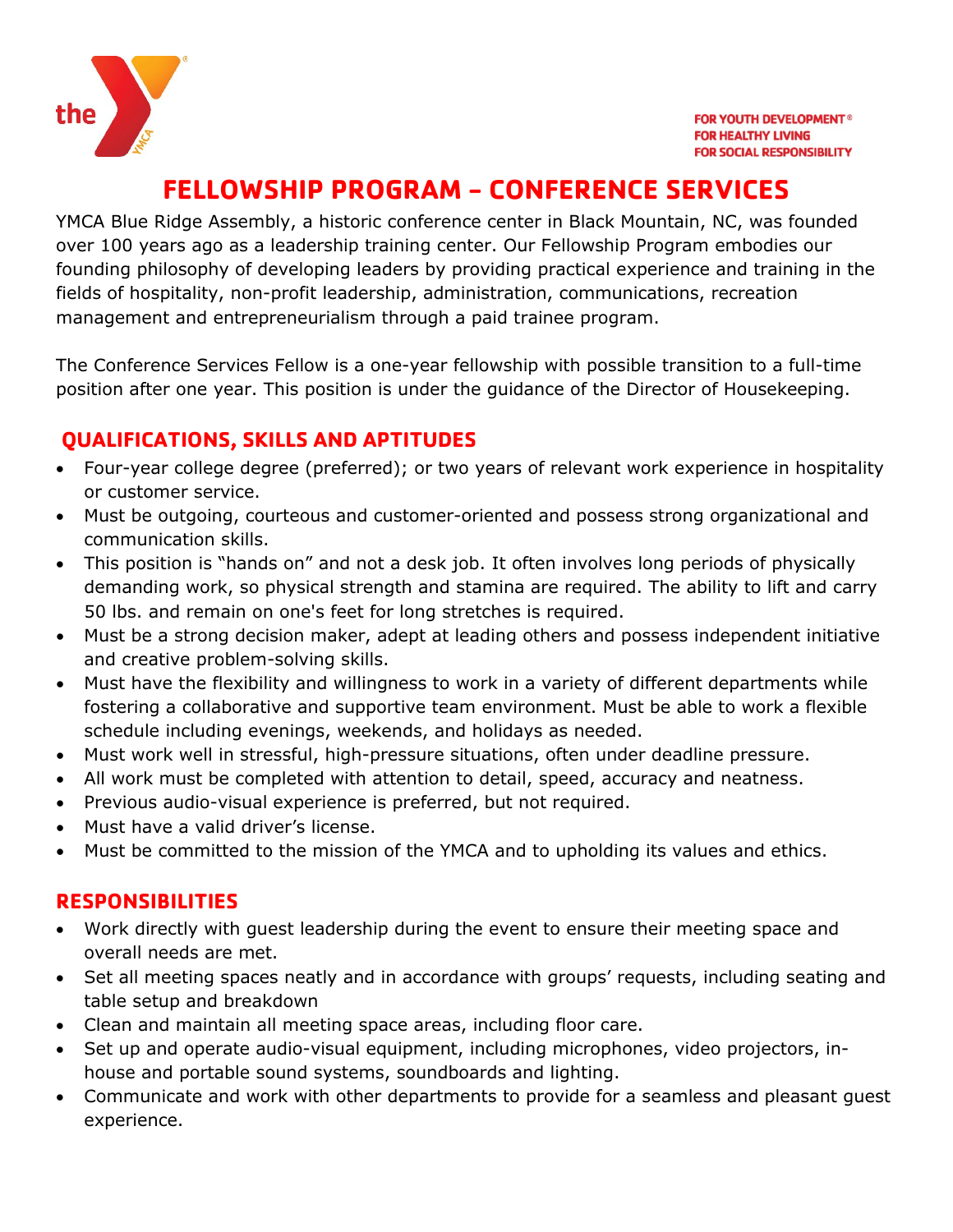FOR YOUTH DEVELOPMENT®
FOR HEALTHY LIVING
FOR SOCIAL RESPONSIBILITY

# FELLOWSHIP PROGRAM – CONFERENCE SERVICES

YMCA Blue Ridge Assembly, a historic conference center in Black Mountain, NC, was founded over 100 years ago as a leadership training center. Our Fellowship Program embodies our founding philosophy of developing leaders by providing practical experience and training in the fields of hospitality, non-profit leadership, administration, communications, recreation management and entrepreneurialism through a paid trainee program.

The Conference Services Fellow is a one-year fellowship with possible transition to a full-time position after one year. This position is under the guidance of the Director of Housekeeping.

## QUALIFICATIONS, SKILLS AND APTITUDES

- Four-year college degree (preferred); or two years of relevant work experience in hospitality or customer service.
- Must be outgoing, courteous and customer-oriented and possess strong organizational and communication skills.
- This position is "hands on" and not a desk job. It often involves long periods of physically demanding work, so physical strength and stamina are required. The ability to lift and carry 50 lbs. and remain on one's feet for long stretches is required.
- Must be a strong decision maker, adept at leading others and possess independent initiative and creative problem-solving skills.
- Must have the flexibility and willingness to work in a variety of different departments while fostering a collaborative and supportive team environment. Must be able to work a flexible schedule including evenings, weekends, and holidays as needed.
- Must work well in stressful, high-pressure situations, often under deadline pressure.
- All work must be completed with attention to detail, speed, accuracy and neatness.
- Previous audio-visual experience is preferred, but not required.
- Must have a valid driver's license.
- Must be committed to the mission of the YMCA and to upholding its values and ethics.

## RESPONSIBILITIES

- Work directly with guest leadership during the event to ensure their meeting space and overall needs are met.
- Set all meeting spaces neatly and in accordance with groups' requests, including seating and table setup and breakdown
- Clean and maintain all meeting space areas, including floor care.
- Set up and operate audio-visual equipment, including microphones, video projectors, in-house and portable sound systems, soundboards and lighting.
- Communicate and work with other departments to provide for a seamless and pleasant guest experience.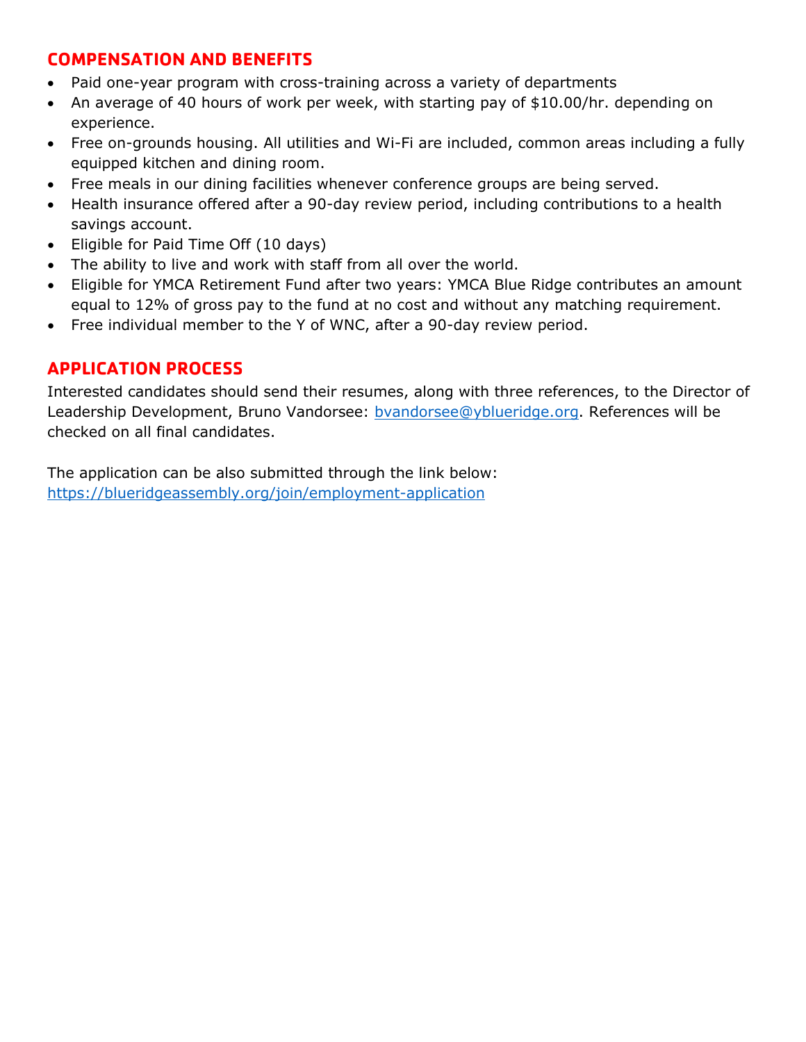## COMPENSATION AND BENEFITS

- Paid one-year program with cross-training across a variety of departments
- An average of 40 hours of work per week, with starting pay of $10.00/hr. depending on experience.
- Free on-grounds housing. All utilities and Wi-Fi are included, common areas including a fully equipped kitchen and dining room.
- Free meals in our dining facilities whenever conference groups are being served.
- Health insurance offered after a 90-day review period, including contributions to a health savings account.
- Eligible for Paid Time Off (10 days)
- The ability to live and work with staff from all over the world.
- Eligible for YMCA Retirement Fund after two years: YMCA Blue Ridge contributes an amount equal to 12% of gross pay to the fund at no cost and without any matching requirement.
- Free individual member to the Y of WNC, after a 90-day review period.

## APPLICATION PROCESS

Interested candidates should send their resumes, along with three references, to the Director of Leadership Development, Bruno Vandorsee: [bvandorsee@yblueridge.org](mailto:bvandorsee@yblueridge.org). References will be checked on all final candidates.

The application can be also submitted through the link below:
[https://blueridgeassembly.org/join/employment-application](https://blueridgeassembly.org/join/employment-application)